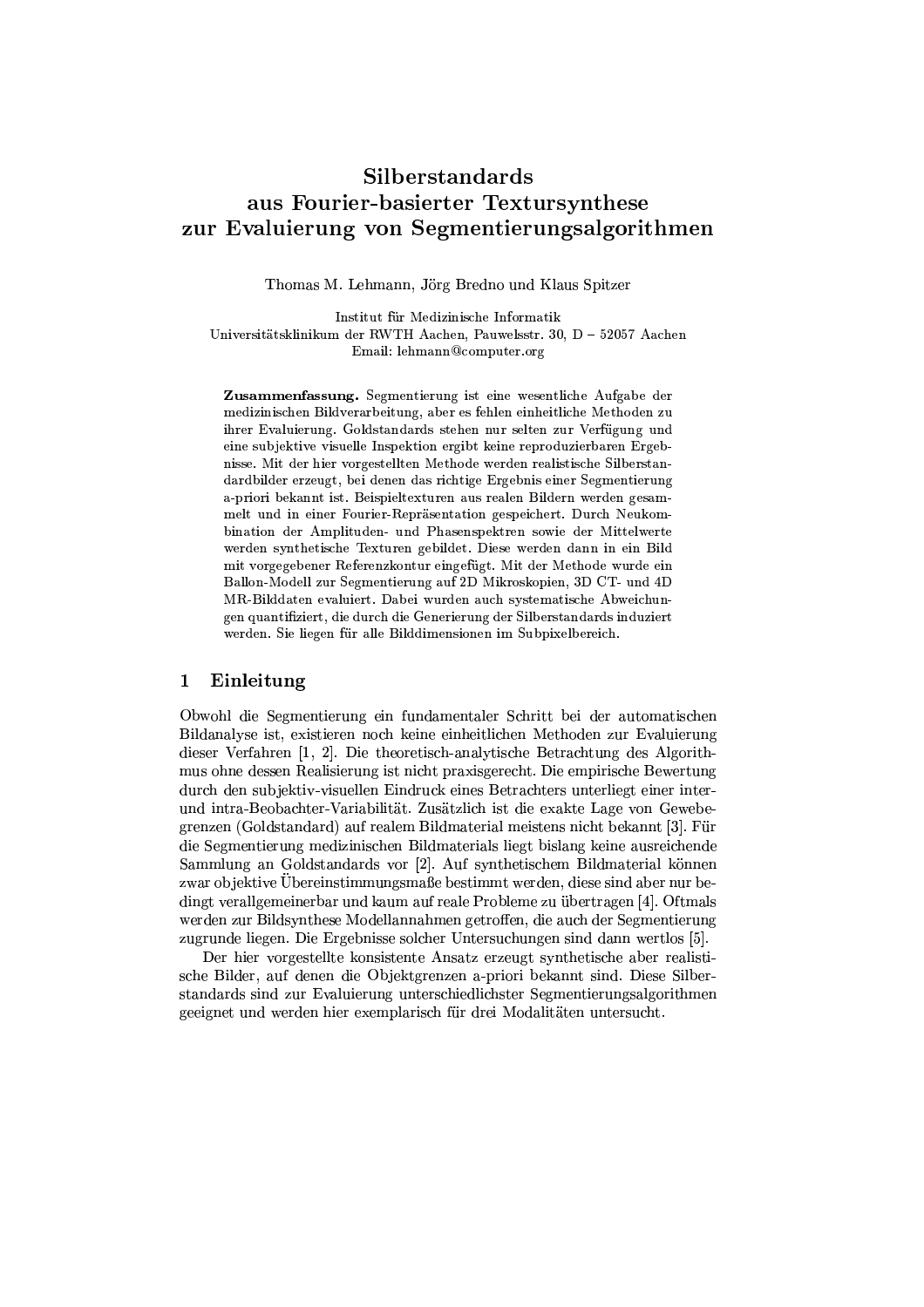# Silberstandards aus Fourier-basierter Textursynthese zur Evaluierung von Segmentierungsalgorithmen

Thomas M. Lehmann, Jörg Bredno und Klaus Spitzer

Institut für Medizinische Informatik
Universitätsklinikum der RWTH Aachen, Pauwelsstr. 30, D – 52057 Aachen
Email: lehmann@computer.org

**Zusammenfassung.** Segmentierung ist eine wesentliche Aufgabe der medizinischen Bildverarbeitung, aber es fehlen einheitliche Methoden zu ihrer Evaluierung. Goldstandards stehen nur selten zur Verfügung und eine subjektive visuelle Inspektion ergibt keine reproduzierbaren Ergebnisse. Mit der hier vorgestellten Methode werden realistische Silberstandardbilder erzeugt, bei denen das richtige Ergebnis einer Segmentierung a-priori bekannt ist. Beispieltexturen aus realen Bildern werden gesammelt und in einer Fourier-Repräsentation gespeichert. Durch Neukombination der Amplituden- und Phasenspektren sowie der Mittelwerte werden synthetische Texturen gebildet. Diese werden dann in ein Bild mit vorgegebener Referenzkontur eingefügt. Mit der Methode wurde ein Ballon-Modell zur Segmentierung auf 2D Mikroskopien, 3D CT- und 4D MR-Bilddaten evaluiert. Dabei wurden auch systematische Abweichungen quantifiziert, die durch die Generierung der Silberstandards induziert werden. Sie liegen für alle Bilddimensionen im Subpixelbereich.

## 1 Einleitung

Obwohl die Segmentierung ein fundamentaler Schritt bei der automatischen Bildanalyse ist, existieren noch keine einheitlichen Methoden zur Evaluierung dieser Verfahren [1, 2]. Die theoretisch-analytische Betrachtung des Algorithmus ohne dessen Realisierung ist nicht praxisgerecht. Die empirische Bewertung durch den subjektiv-visuellen Eindruck eines Betrachters unterliegt einer inter- und intra-Beobachter-Variabilität. Zusätzlich ist die exakte Lage von Gewebegrenzen (Goldstandard) auf realem Bildmaterial meistens nicht bekannt [3]. Für die Segmentierung medizinischen Bildmaterials liegt bislang keine ausreichende Sammlung an Goldstandards vor [2]. Auf synthetischem Bildmaterial können zwar objektive Übereinstimmungsmaße bestimmt werden, diese sind aber nur bedingt verallgemeinerbar und kaum auf reale Probleme zu übertragen [4]. Oftmals werden zur Bildsynthese Modellannahmen getroffen, die auch der Segmentierung zugrunde liegen. Die Ergebnisse solcher Untersuchungen sind dann wertlos [5].

Der hier vorgestellte konsistente Ansatz erzeugt synthetische aber realistische Bilder, auf denen die Objektgrenzen a-priori bekannt sind. Diese Silberstandards sind zur Evaluierung unterschiedlichster Segmentierungsalgorithmen geeignet und werden hier exemplarisch für drei Modalitäten untersucht.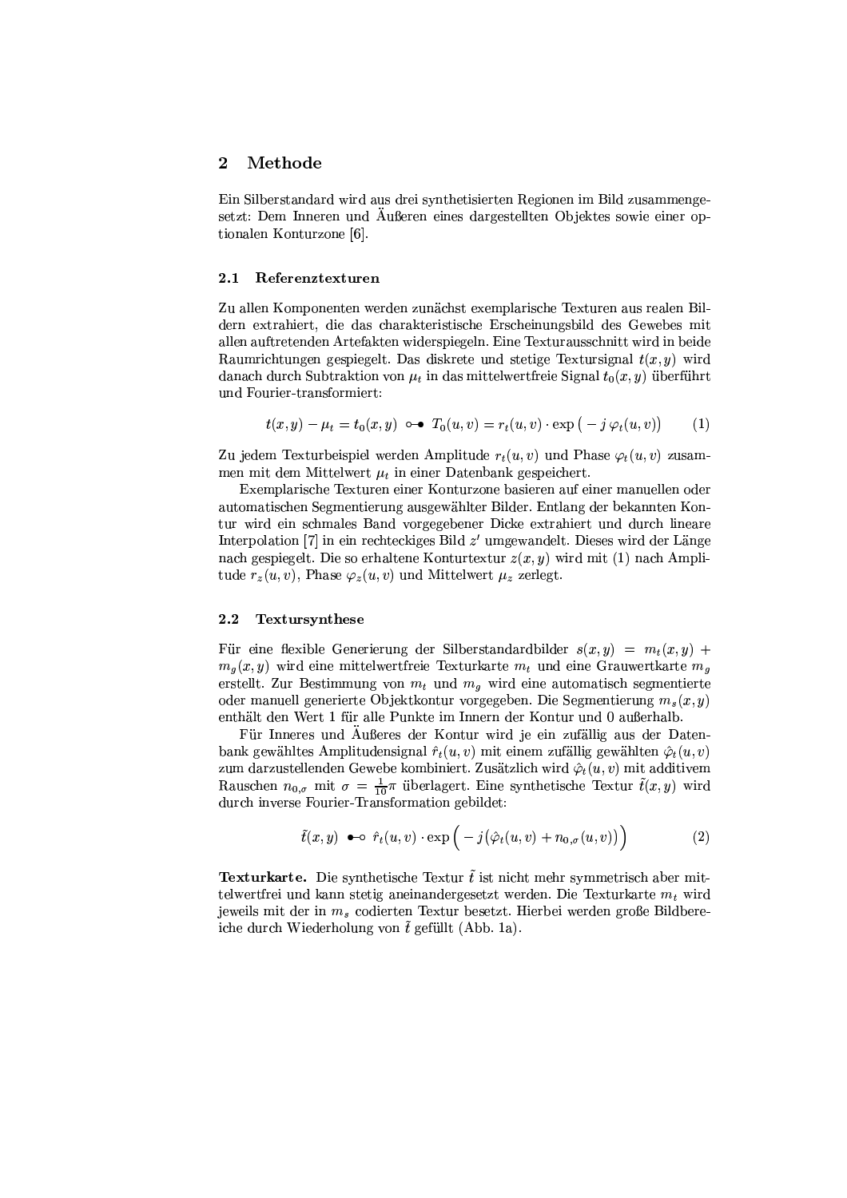## 2 Methode

Ein Silberstandard wird aus drei synthetisierten Regionen im Bild zusammengesetzt: Dem Inneren und Äußeren eines dargestellten Objektes sowie einer optionalen Konturzone [6].

### 2.1 Referenztexturen

Zu allen Komponenten werden zunächst exemplarische Texturen aus realen Bildern extrahiert, die das charakteristische Erscheinungsbild des Gewebes mit allen auftretenden Artefakten widerspiegeln. Eine Texturausschnitt wird in beide Raumrichtungen gespiegelt. Das diskrete und stetige Textursignal $t(x, y)$ wird danach durch Subtraktion von $\mu_t$ in das mittelwertfreie Signal $t_0(x, y)$ überführt und Fourier-transformiert:

$$t(x, y) - \mu_t = t_0(x, y) \;\circ\!\!-\!\!\bullet\; T_0(u, v) = r_t(u, v) \cdot \exp\big(-j\,\varphi_t(u, v)\big) \tag{1}$$

Zu jedem Texturbeispiel werden Amplitude $r_t(u, v)$ und Phase $\varphi_t(u, v)$ zusammen mit dem Mittelwert $\mu_t$ in einer Datenbank gespeichert.

Exemplarische Texturen einer Konturzone basieren auf einer manuellen oder automatischen Segmentierung ausgewählter Bilder. Entlang der bekannten Kontur wird ein schmales Band vorgegebener Dicke extrahiert und durch lineare Interpolation [7] in ein rechteckiges Bild $z'$ umgewandelt. Dieses wird der Länge nach gespiegelt. Die so erhaltene Konturtextur $z(x, y)$ wird mit (1) nach Amplitude $r_z(u, v)$, Phase $\varphi_z(u, v)$ und Mittelwert $\mu_z$ zerlegt.

### 2.2 Textursynthese

Für eine flexible Generierung der Silberstandardbilder $s(x, y) = m_t(x, y) + m_g(x, y)$ wird eine mittelwertfreie Texturkarte $m_t$ und eine Grauwertkarte $m_g$ erstellt. Zur Bestimmung von $m_t$ und $m_g$ wird eine automatisch segmentierte oder manuell generierte Objektkontur vorgegeben. Die Segmentierung $m_s(x, y)$ enthält den Wert 1 für alle Punkte im Innern der Kontur und 0 außerhalb.

Für Inneres und Äußeres der Kontur wird je ein zufällig aus der Datenbank gewähltes Amplitudensignal $\hat{r}_t(u, v)$ mit einem zufällig gewählten $\hat{\varphi}_t(u, v)$ zum darzustellenden Gewebe kombiniert. Zusätzlich wird $\hat{\varphi}_t(u, v)$ mit additivem Rauschen $n_{0,\sigma}$ mit $\sigma = \frac{1}{10}\pi$ überlagert. Eine synthetische Textur $\tilde{t}(x, y)$ wird durch inverse Fourier-Transformation gebildet:

$$\tilde{t}(x, y) \;\bullet\!\!-\!\!\circ\; \hat{r}_t(u, v) \cdot \exp\Big(-j\big(\hat{\varphi}_t(u, v) + n_{0,\sigma}(u, v)\big)\Big) \tag{2}$$

**Texturkarte.** Die synthetische Textur $\tilde{t}$ ist nicht mehr symmetrisch aber mittelwertfrei und kann stetig aneinandergesetzt werden. Die Texturkarte $m_t$ wird jeweils mit der in $m_s$ codierten Textur besetzt. Hierbei werden große Bildbereiche durch Wiederholung von $\tilde{t}$ gefüllt (Abb. 1a).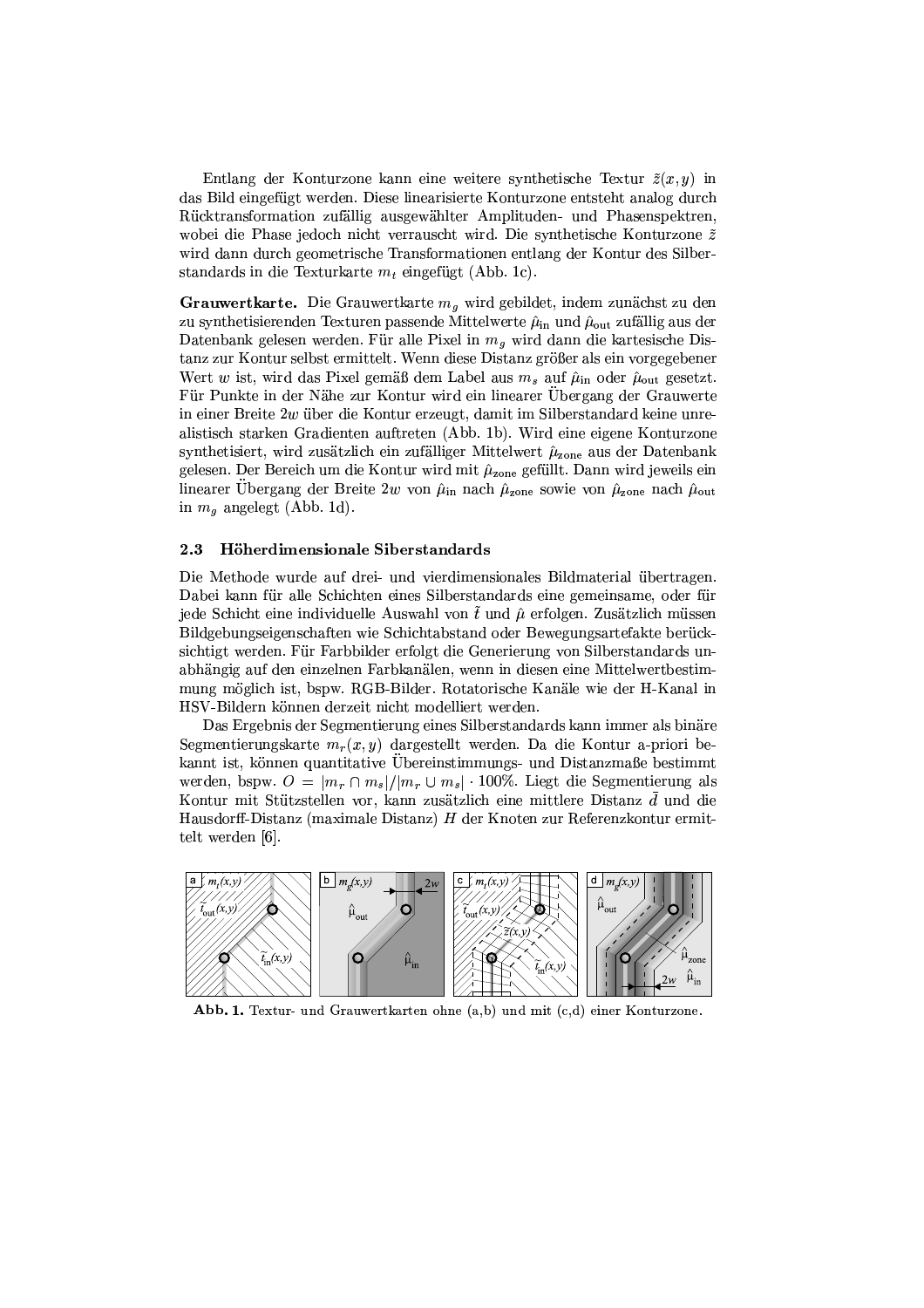Entlang der Konturzone kann eine weitere synthetische Textur $\tilde{z}(x,y)$ in das Bild eingefügt werden. Diese linearisierte Konturzone entsteht analog durch Rücktransformation zufällig ausgewählter Amplituden- und Phasenspektren, wobei die Phase jedoch nicht verrauscht wird. Die synthetische Konturzone $\tilde{z}$ wird dann durch geometrische Transformationen entlang der Kontur des Silberstandards in die Texturkarte $m_t$ eingefügt (Abb. 1c).

**Grauwertkarte.** Die Grauwertkarte $m_g$ wird gebildet, indem zunächst zu den zu synthetisierenden Texturen passende Mittelwerte $\hat{\mu}_{\text{in}}$ und $\hat{\mu}_{\text{out}}$ zufällig aus der Datenbank gelesen werden. Für alle Pixel in $m_g$ wird dann die kartesische Distanz zur Kontur selbst ermittelt. Wenn diese Distanz größer als ein vorgegebener Wert $w$ ist, wird das Pixel gemäß dem Label aus $m_s$ auf $\hat{\mu}_{\text{in}}$ oder $\hat{\mu}_{\text{out}}$ gesetzt. Für Punkte in der Nähe zur Kontur wird ein linearer Übergang der Grauwerte in einer Breite $2w$ über die Kontur erzeugt, damit im Silberstandard keine unrealistisch starken Gradienten auftreten (Abb. 1b). Wird eine eigene Konturzone synthetisiert, wird zusätzlich ein zufälliger Mittelwert $\hat{\mu}_{\text{zone}}$ aus der Datenbank gelesen. Der Bereich um die Kontur wird mit $\hat{\mu}_{\text{zone}}$ gefüllt. Dann wird jeweils ein linearer Übergang der Breite $2w$ von $\hat{\mu}_{\text{in}}$ nach $\hat{\mu}_{\text{zone}}$ sowie von $\hat{\mu}_{\text{zone}}$ nach $\hat{\mu}_{\text{out}}$ in $m_g$ angelegt (Abb. 1d).

### 2.3 Höherdimensionale Siberstandards

Die Methode wurde auf drei- und vierdimensionales Bildmaterial übertragen. Dabei kann für alle Schichten eines Silberstandards eine gemeinsame, oder für jede Schicht eine individuelle Auswahl von $\tilde{t}$ und $\hat{\mu}$ erfolgen. Zusätzlich müssen Bildgebungseigenschaften wie Schichtabstand oder Bewegungsartefakte berücksichtigt werden. Für Farbbilder erfolgt die Generierung von Silberstandards unabhängig auf den einzelnen Farbkanälen, wenn in diesen eine Mittelwertbestimmung möglich ist, bspw. RGB-Bilder. Rotatorische Kanäle wie der H-Kanal in HSV-Bildern können derzeit nicht modelliert werden.

Das Ergebnis der Segmentierung eines Silberstandards kann immer als binäre Segmentierungskarte $m_r(x,y)$ dargestellt werden. Da die Kontur a-priori bekannt ist, können quantitative Übereinstimmungs- und Distanzmaße bestimmt werden, bspw. $O = |m_r \cap m_s|/|m_r \cup m_s| \cdot 100\%$. Liegt die Segmentierung als Kontur mit Stützstellen vor, kann zusätzlich eine mittlere Distanz $\bar{d}$ und die Hausdorff-Distanz (maximale Distanz) $H$ der Knoten zur Referenzkontur ermittelt werden [6].

**Abb. 1.** Textur- und Grauwertkarten ohne (a,b) und mit (c,d) einer Konturzone.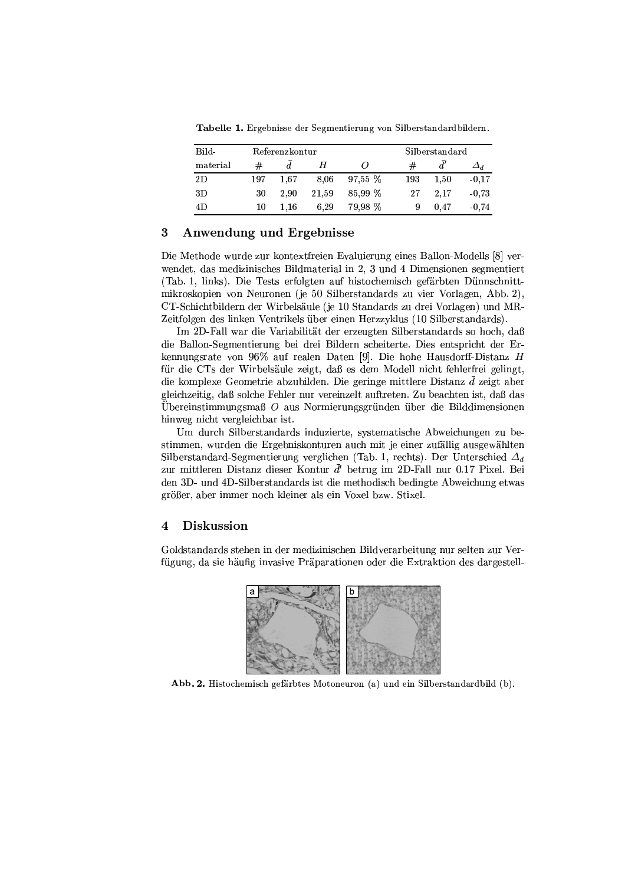**Tabelle 1.** Ergebnisse der Segmentierung von Silberstandardbildern.

| Bild- | Referenzkontur | | | | Silberstandard | | |
|---|---|---|---|---|---|---|---|
| material | # | $\bar{d}$ | $H$ | $O$ | # | $\bar{d}'$ | $\Delta_d$ |
| 2D | 197 | 1,67 | 8,06 | 97,55 % | 193 | 1,50 | -0,17 |
| 3D | 30 | 2,90 | 21,59 | 85,99 % | 27 | 2,17 | -0,73 |
| 4D | 10 | 1,16 | 6,29 | 79,98 % | 9 | 0,47 | -0,74 |

## 3 Anwendung und Ergebnisse

Die Methode wurde zur kontextfreien Evaluierung eines Ballon-Modells [8] verwendet, das medizinisches Bildmaterial in 2, 3 und 4 Dimensionen segmentiert (Tab. 1, links). Die Tests erfolgten auf histochemisch gefärbten Dünnschnittmikroskopien von Neuronen (je 50 Silberstandards zu vier Vorlagen, Abb. 2), CT-Schichtbildern der Wirbelsäule (je 10 Standards zu drei Vorlagen) und MR-Zeitfolgen des linken Ventrikels über einen Herzzyklus (10 Silberstandards).

Im 2D-Fall war die Variabilität der erzeugten Silberstandards so hoch, daß die Ballon-Segmentierung bei drei Bildern scheiterte. Dies entspricht der Erkennungsrate von 96% auf realen Daten [9]. Die hohe Hausdorff-Distanz $H$ für die CTs der Wirbelsäule zeigt, daß es dem Modell nicht fehlerfrei gelingt, die komplexe Geometrie abzubilden. Die geringe mittlere Distanz $\bar{d}$ zeigt aber gleichzeitig, daß solche Fehler nur vereinzelt auftreten. Zu beachten ist, daß das Übereinstimmungsmaß $O$ aus Normierungsgründen über die Bilddimensionen hinweg nicht vergleichbar ist.

Um durch Silberstandards induzierte, systematische Abweichungen zu bestimmen, wurden die Ergebniskonturen auch mit je einer zufällig ausgewählten Silberstandard-Segmentierung verglichen (Tab. 1, rechts). Der Unterschied $\Delta_d$ zur mittleren Distanz dieser Kontur $\bar{d}'$ betrug im 2D-Fall nur 0.17 Pixel. Bei den 3D- und 4D-Silberstandards ist die methodisch bedingte Abweichung etwas größer, aber immer noch kleiner als ein Voxel bzw. Stixel.

## 4 Diskussion

Goldstandards stehen in der medizinischen Bildverarbeitung nur selten zur Verfügung, da sie häufig invasive Präparationen oder die Extraktion des dargestell-

**Abb. 2.** Histochemisch gefärbtes Motoneuron (a) und ein Silberstandardbild (b).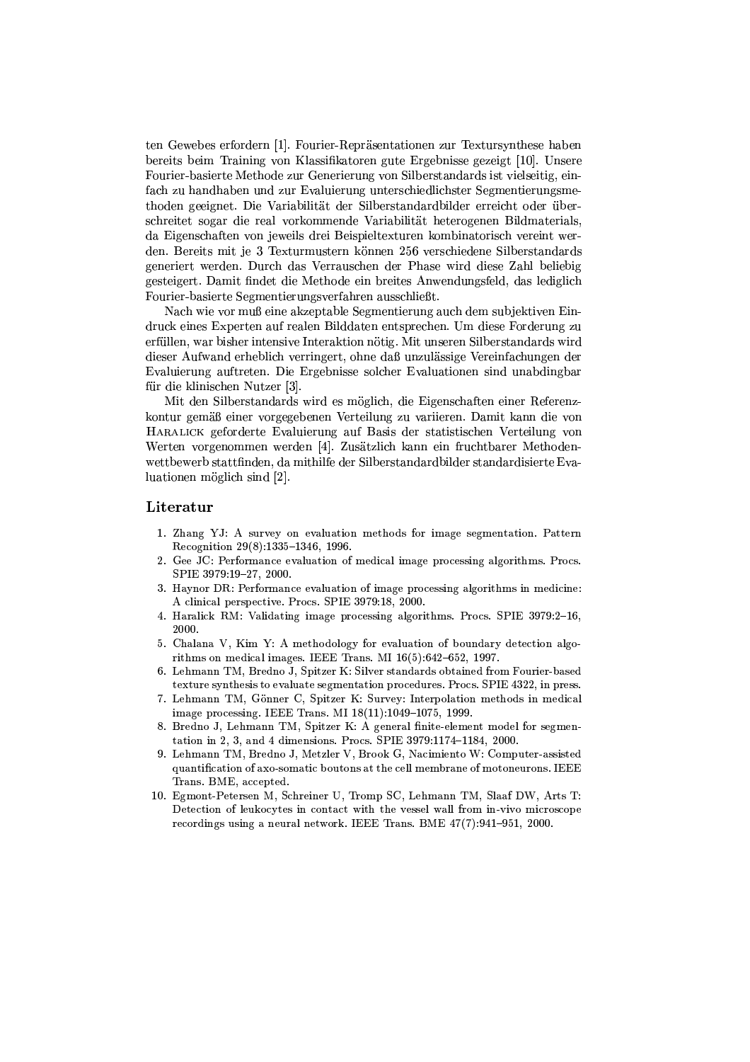ten Gewebes erfordern [1]. Fourier-Repräsentationen zur Textursynthese haben bereits beim Training von Klassifikatoren gute Ergebnisse gezeigt [10]. Unsere Fourier-basierte Methode zur Generierung von Silberstandards ist vielseitig, einfach zu handhaben und zur Evaluierung unterschiedlichster Segmentierungsmethoden geeignet. Die Variabilität der Silberstandardbilder erreicht oder überschreitet sogar die real vorkommende Variabilität heterogenen Bildmaterials, da Eigenschaften von jeweils drei Beispieltexturen kombinatorisch vereint werden. Bereits mit je 3 Texturmustern können 256 verschiedene Silberstandards generiert werden. Durch das Verrauschen der Phase wird diese Zahl beliebig gesteigert. Damit findet die Methode ein breites Anwendungsfeld, das lediglich Fourier-basierte Segmentierungsverfahren ausschließt.

Nach wie vor muß eine akzeptable Segmentierung auch dem subjektiven Eindruck eines Experten auf realen Bilddaten entsprechen. Um diese Forderung zu erfüllen, war bisher intensive Interaktion nötig. Mit unseren Silberstandards wird dieser Aufwand erheblich verringert, ohne daß unzulässige Vereinfachungen der Evaluierung auftreten. Die Ergebnisse solcher Evaluationen sind unabdingbar für die klinischen Nutzer [3].

Mit den Silberstandards wird es möglich, die Eigenschaften einer Referenzkontur gemäß einer vorgegebenen Verteilung zu variieren. Damit kann die von Haralick geforderte Evaluierung auf Basis der statistischen Verteilung von Werten vorgenommen werden [4]. Zusätzlich kann ein fruchtbarer Methodenwettbewerb stattfinden, da mithilfe der Silberstandardbilder standardisierte Evaluationen möglich sind [2].

## Literatur

1. Zhang YJ: A survey on evaluation methods for image segmentation. Pattern Recognition 29(8):1335–1346, 1996.
2. Gee JC: Performance evaluation of medical image processing algorithms. Procs. SPIE 3979:19–27, 2000.
3. Haynor DR: Performance evaluation of image processing algorithms in medicine: A clinical perspective. Procs. SPIE 3979:18, 2000.
4. Haralick RM: Validating image processing algorithms. Procs. SPIE 3979:2–16, 2000.
5. Chalana V, Kim Y: A methodology for evaluation of boundary detection algorithms on medical images. IEEE Trans. MI 16(5):642–652, 1997.
6. Lehmann TM, Bredno J, Spitzer K: Silver standards obtained from Fourier-based texture synthesis to evaluate segmentation procedures. Procs. SPIE 4322, in press.
7. Lehmann TM, Gönner C, Spitzer K: Survey: Interpolation methods in medical image processing. IEEE Trans. MI 18(11):1049–1075, 1999.
8. Bredno J, Lehmann TM, Spitzer K: A general finite-element model for segmentation in 2, 3, and 4 dimensions. Procs. SPIE 3979:1174–1184, 2000.
9. Lehmann TM, Bredno J, Metzler V, Brook G, Nacimiento W: Computer-assisted quantification of axo-somatic boutons at the cell membrane of motoneurons. IEEE Trans. BME, accepted.
10. Egmont-Petersen M, Schreiner U, Tromp SC, Lehmann TM, Slaaf DW, Arts T: Detection of leukocytes in contact with the vessel wall from in-vivo microscope recordings using a neural network. IEEE Trans. BME 47(7):941–951, 2000.